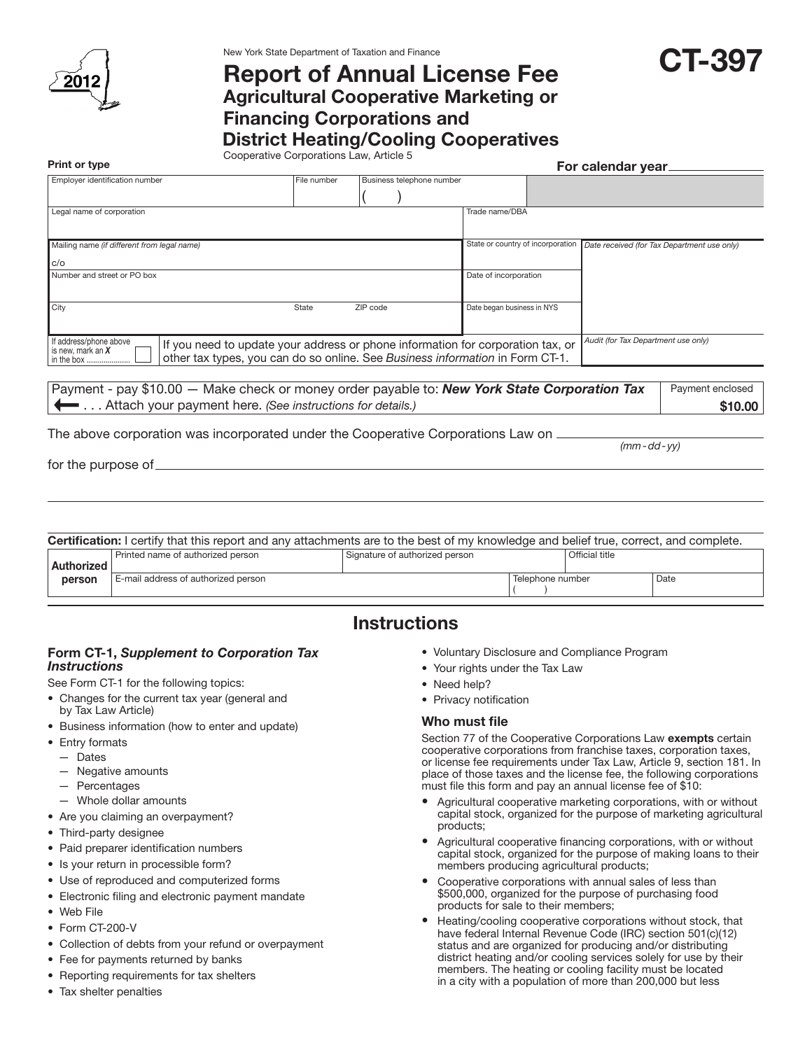2012

New York State Department of Taxation and Finance

# Report of Annual License Fee

## Agricultural Cooperative Marketing or Financing Corporations and District Heating/Cooling Cooperatives

# CT-397

Cooperative Corporations Law, Article 5

**Print or type** **For calendar year** ________

| Employer identification number | File number | Business telephone number ( ) | |
|---|---|---|---|
| Legal name of corporation | | Trade name/DBA | |
| Mailing name *(if different from legal name)* c/o | | State or country of incorporation | *Date received (for Tax Department use only)* |
| Number and street or PO box | | Date of incorporation | |
| City | State / ZIP code | Date began business in NYS | |
| If address/phone above is new, mark an *X* in the box ☐ | If you need to update your address or phone information for corporation tax, or other tax types, you can do so online. See *Business information* in Form CT-1. | | *Audit (for Tax Department use only)* |

| Payment - pay $10.00 — Make check or money order payable to: ***New York State Corporation Tax*** ⟵ . . . Attach your payment here. *(See instructions for details.)* | Payment enclosed **$10.00** |
|---|---|

The above corporation was incorporated under the Cooperative Corporations Law on ________ *(mm - dd - yy)*

for the purpose of ________

**Certification:** I certify that this report and any attachments are to the best of my knowledge and belief true, correct, and complete.

| **Authorized person** | Printed name of authorized person | Signature of authorized person | Official title |
|---|---|---|---|
| | E-mail address of authorized person | Telephone number ( ) | Date |

# Instructions

### Form CT-1, *Supplement to Corporation Tax Instructions*

See Form CT-1 for the following topics:

- Changes for the current tax year (general and by Tax Law Article)
- Business information (how to enter and update)
- Entry formats
  - Dates
  - Negative amounts
  - Percentages
  - Whole dollar amounts
- Are you claiming an overpayment?
- Third-party designee
- Paid preparer identification numbers
- Is your return in processible form?
- Use of reproduced and computerized forms
- Electronic filing and electronic payment mandate
- Web File
- Form CT-200-V
- Collection of debts from your refund or overpayment
- Fee for payments returned by banks
- Reporting requirements for tax shelters
- Tax shelter penalties
- Voluntary Disclosure and Compliance Program
- Your rights under the Tax Law
- Need help?
- Privacy notification

### Who must file

Section 77 of the Cooperative Corporations Law **exempts** certain cooperative corporations from franchise taxes, corporation taxes, or license fee requirements under Tax Law, Article 9, section 181. In place of those taxes and the license fee, the following corporations must file this form and pay an annual license fee of $10:

- Agricultural cooperative marketing corporations, with or without capital stock, organized for the purpose of marketing agricultural products;
- Agricultural cooperative financing corporations, with or without capital stock, organized for the purpose of making loans to their members producing agricultural products;
- Cooperative corporations with annual sales of less than $500,000, organized for the purpose of purchasing food products for sale to their members;
- Heating/cooling cooperative corporations without stock, that have federal Internal Revenue Code (IRC) section 501(c)(12) status and are organized for producing and/or distributing district heating and/or cooling services solely for use by their members. The heating or cooling facility must be located in a city with a population of more than 200,000 but less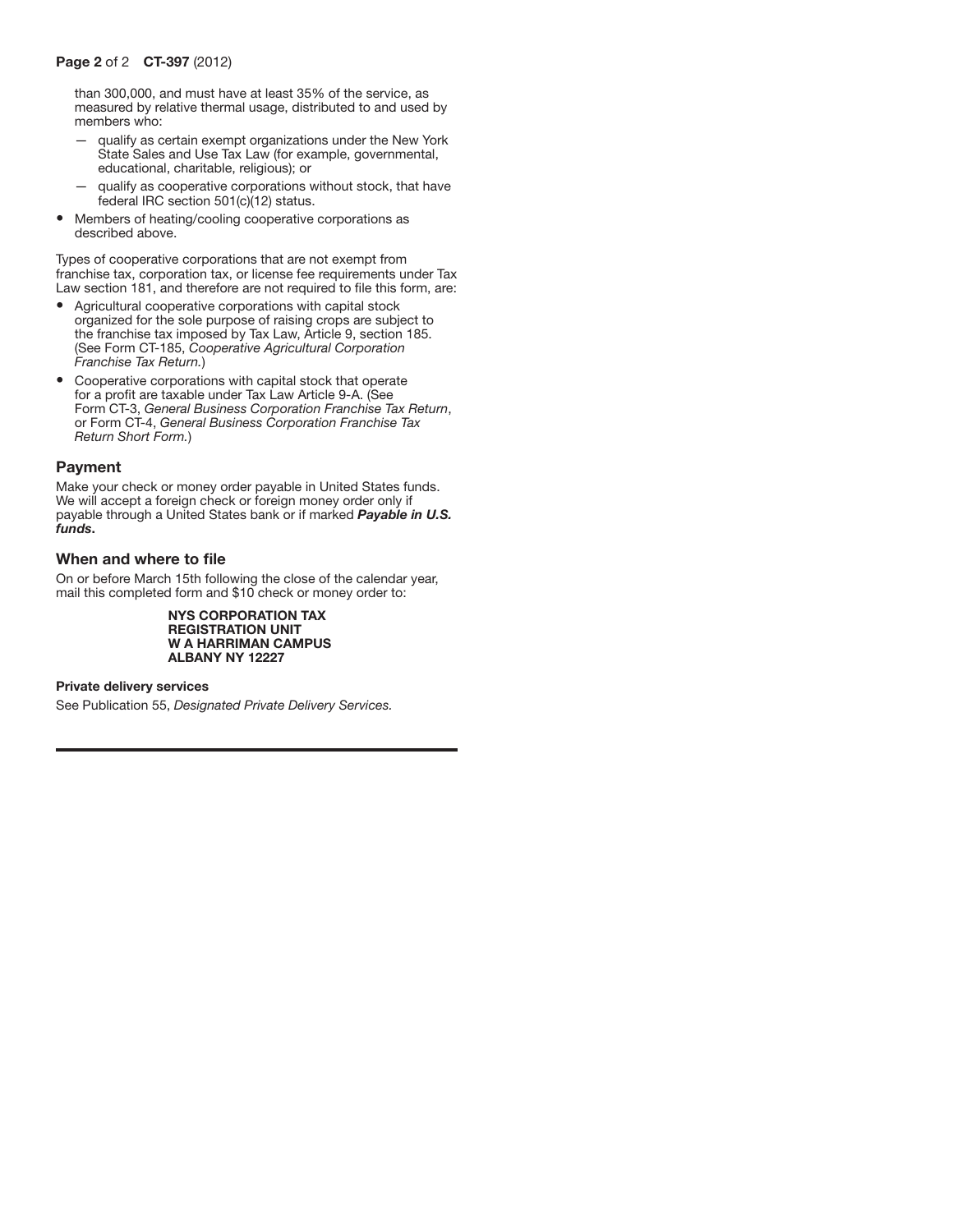than 300,000, and must have at least 35% of the service, as measured by relative thermal usage, distributed to and used by members who:

- qualify as certain exempt organizations under the New York State Sales and Use Tax Law (for example, governmental, educational, charitable, religious); or
- qualify as cooperative corporations without stock, that have federal IRC section 501(c)(12) status.

- Members of heating/cooling cooperative corporations as described above.

Types of cooperative corporations that are not exempt from franchise tax, corporation tax, or license fee requirements under Tax Law section 181, and therefore are not required to file this form, are:

- Agricultural cooperative corporations with capital stock organized for the sole purpose of raising crops are subject to the franchise tax imposed by Tax Law, Article 9, section 185. (See Form CT-185, *Cooperative Agricultural Corporation Franchise Tax Return.*)
- Cooperative corporations with capital stock that operate for a profit are taxable under Tax Law Article 9-A. (See Form CT-3, *General Business Corporation Franchise Tax Return*, or Form CT-4, *General Business Corporation Franchise Tax Return Short Form.*)

## Payment

Make your check or money order payable in United States funds. We will accept a foreign check or foreign money order only if payable through a United States bank or if marked ***Payable in U.S. funds*****.**

## When and where to file

On or before March 15th following the close of the calendar year, mail this completed form and $10 check or money order to:

**NYS CORPORATION TAX**
**REGISTRATION UNIT**
**W A HARRIMAN CAMPUS**
**ALBANY NY 12227**

**Private delivery services**

See Publication 55, *Designated Private Delivery Services.*